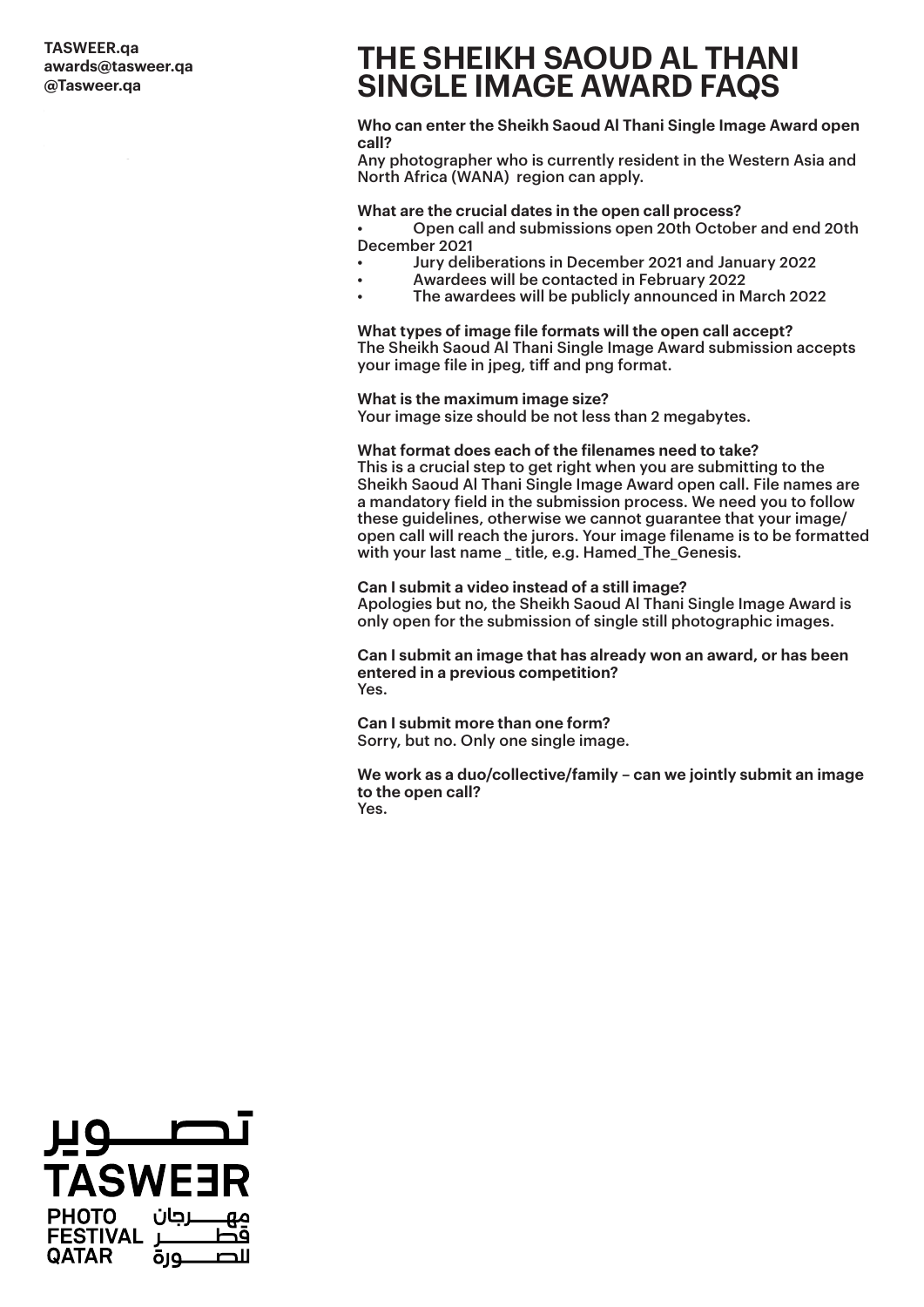TASWEER.qa
awards@tasweer.qa
@Tasweer.qa

# THE SHEIKH SAOUD AL THANI SINGLE IMAGE AWARD FAQS

**Who can enter the Sheikh Saoud Al Thani Single Image Award open call?**
Any photographer who is currently resident in the Western Asia and North Africa (WANA) region can apply.

**What are the crucial dates in the open call process?**

- Open call and submissions open 20th October and end 20th December 2021
- Jury deliberations in December 2021 and January 2022
- Awardees will be contacted in February 2022
- The awardees will be publicly announced in March 2022

**What types of image file formats will the open call accept?**
The Sheikh Saoud Al Thani Single Image Award submission accepts your image file in jpeg, tiff and png format.

**What is the maximum image size?**
Your image size should be not less than 2 megabytes.

**What format does each of the filenames need to take?**
This is a crucial step to get right when you are submitting to the Sheikh Saoud Al Thani Single Image Award open call. File names are a mandatory field in the submission process. We need you to follow these guidelines, otherwise we cannot guarantee that your image/ open call will reach the jurors. Your image filename is to be formatted with your last name _ title, e.g. Hamed_The_Genesis.

**Can I submit a video instead of a still image?**
Apologies but no, the Sheikh Saoud Al Thani Single Image Award is only open for the submission of single still photographic images.

**Can I submit an image that has already won an award, or has been entered in a previous competition?**
Yes.

**Can I submit more than one form?**
Sorry, but no. Only one single image.

**We work as a duo/collective/family – can we jointly submit an image to the open call?**
Yes.

تصوير
TASWEER
PHOTO FESTIVAL QATAR
مهرجان قطر للصورة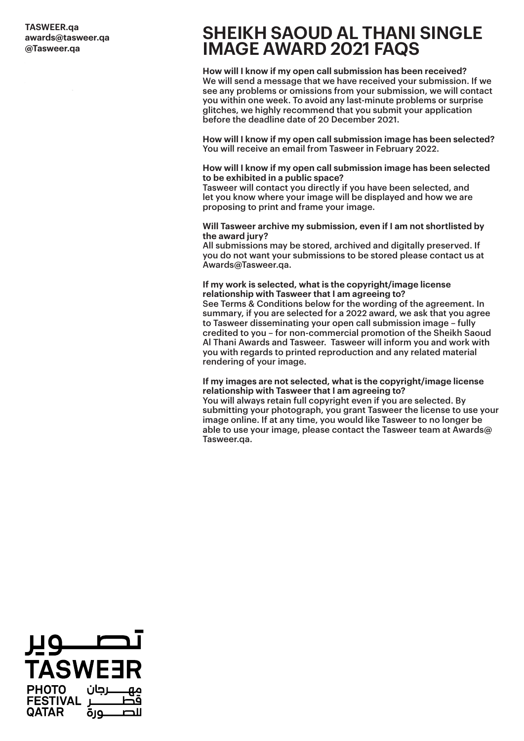TASWEER.qa
awards@tasweer.qa
@Tasweer.qa

# SHEIKH SAOUD AL THANI SINGLE IMAGE AWARD 2021 FAQS

**How will I know if my open call submission has been received?**
We will send a message that we have received your submission. If we see any problems or omissions from your submission, we will contact you within one week. To avoid any last-minute problems or surprise glitches, we highly recommend that you submit your application before the deadline date of 20 December 2021.

**How will I know if my open call submission image has been selected?**
You will receive an email from Tasweer in February 2022.

**How will I know if my open call submission image has been selected to be exhibited in a public space?**
Tasweer will contact you directly if you have been selected, and let you know where your image will be displayed and how we are proposing to print and frame your image.

**Will Tasweer archive my submission, even if I am not shortlisted by the award jury?**
All submissions may be stored, archived and digitally preserved. If you do not want your submissions to be stored please contact us at Awards@Tasweer.qa.

**If my work is selected, what is the copyright/image license relationship with Tasweer that I am agreeing to?**
See Terms & Conditions below for the wording of the agreement. In summary, if you are selected for a 2022 award, we ask that you agree to Tasweer disseminating your open call submission image – fully credited to you – for non-commercial promotion of the Sheikh Saoud Al Thani Awards and Tasweer. Tasweer will inform you and work with you with regards to printed reproduction and any related material rendering of your image.

**If my images are not selected, what is the copyright/image license relationship with Tasweer that I am agreeing to?**
You will always retain full copyright even if you are selected. By submitting your photograph, you grant Tasweer the license to use your image online. If at any time, you would like Tasweer to no longer be able to use your image, please contact the Tasweer team at Awards@Tasweer.qa.

تصوير
TASWEER
PHOTO FESTIVAL QATAR
مهرجان قطر للصورة